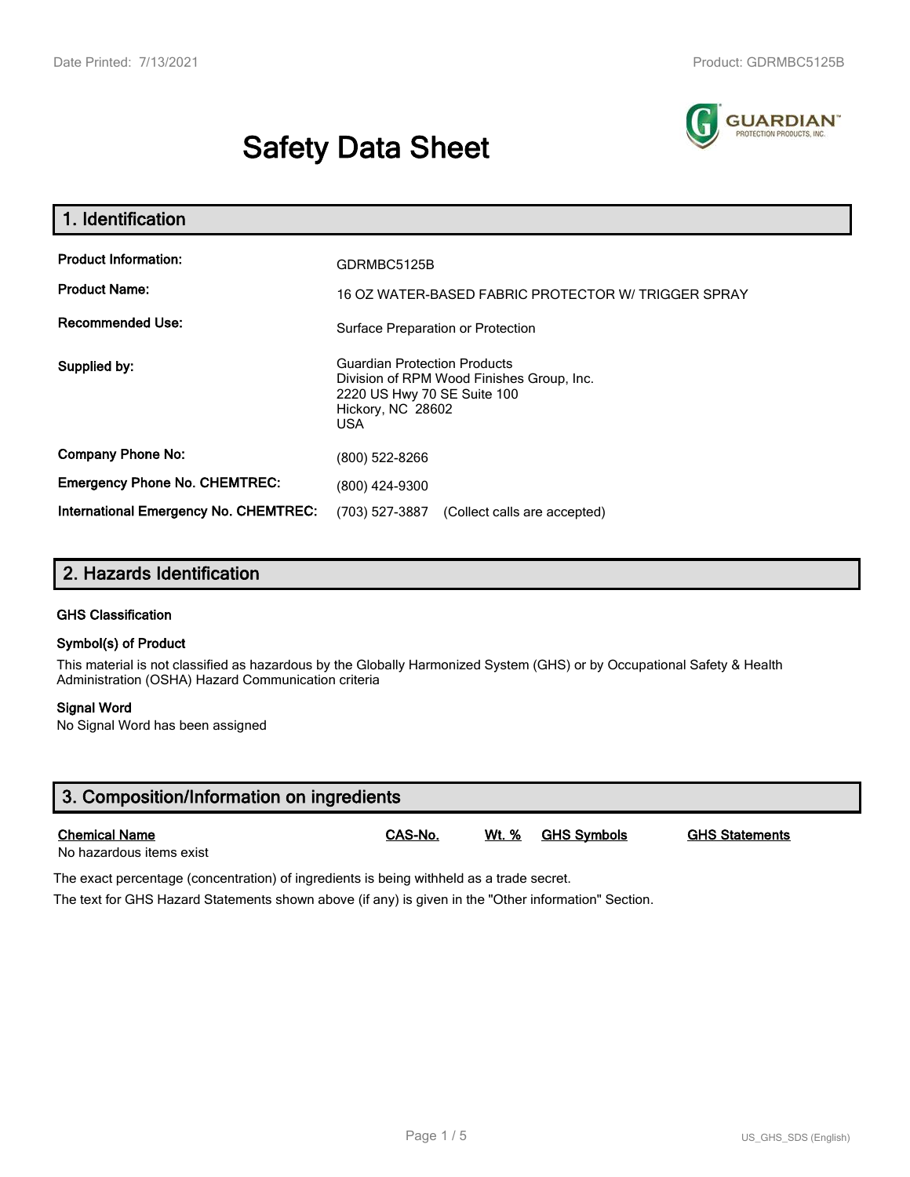# Safety Data Sheet

## 1. Identification

| | |
|---|---|
| **Product Information:** | GDRMBC5125B |
| **Product Name:** | 16 OZ WATER-BASED FABRIC PROTECTOR W/ TRIGGER SPRAY |
| **Recommended Use:** | Surface Preparation or Protection |
| **Supplied by:** | Guardian Protection Products<br>Division of RPM Wood Finishes Group, Inc.<br>2220 US Hwy 70 SE Suite 100<br>Hickory, NC 28602<br>USA |
| **Company Phone No:** | (800) 522-8266 |
| **Emergency Phone No. CHEMTREC:** | (800) 424-9300 |
| **International Emergency No. CHEMTREC:** | (703) 527-3887 (Collect calls are accepted) |

## 2. Hazards Identification

### GHS Classification

### Symbol(s) of Product

This material is not classified as hazardous by the Globally Harmonized System (GHS) or by Occupational Safety & Health Administration (OSHA) Hazard Communication criteria

### Signal Word

No Signal Word has been assigned

## 3. Composition/Information on ingredients

| Chemical Name | CAS-No. | Wt. % | GHS Symbols | GHS Statements |
|---|---|---|---|---|
| No hazardous items exist | | | | |

The exact percentage (concentration) of ingredients is being withheld as a trade secret.

The text for GHS Hazard Statements shown above (if any) is given in the "Other information" Section.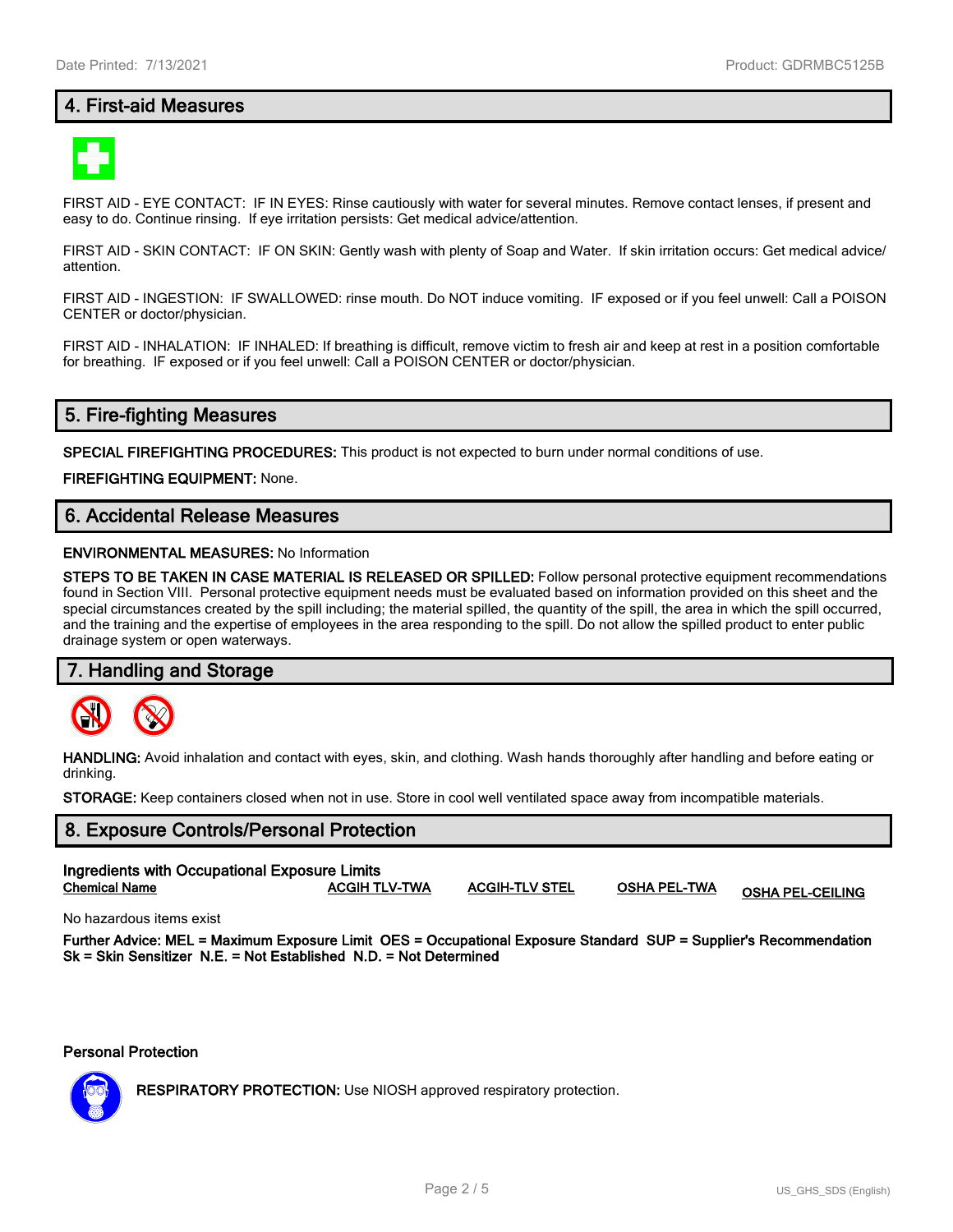## 4. First-aid Measures

FIRST AID - EYE CONTACT: IF IN EYES: Rinse cautiously with water for several minutes. Remove contact lenses, if present and easy to do. Continue rinsing. If eye irritation persists: Get medical advice/attention.

FIRST AID - SKIN CONTACT: IF ON SKIN: Gently wash with plenty of Soap and Water. If skin irritation occurs: Get medical advice/ attention.

FIRST AID - INGESTION: IF SWALLOWED: rinse mouth. Do NOT induce vomiting. IF exposed or if you feel unwell: Call a POISON CENTER or doctor/physician.

FIRST AID - INHALATION: IF INHALED: If breathing is difficult, remove victim to fresh air and keep at rest in a position comfortable for breathing. IF exposed or if you feel unwell: Call a POISON CENTER or doctor/physician.

## 5. Fire-fighting Measures

**SPECIAL FIREFIGHTING PROCEDURES:** This product is not expected to burn under normal conditions of use.

**FIREFIGHTING EQUIPMENT:** None.

## 6. Accidental Release Measures

**ENVIRONMENTAL MEASURES:** No Information

**STEPS TO BE TAKEN IN CASE MATERIAL IS RELEASED OR SPILLED:** Follow personal protective equipment recommendations found in Section VIII. Personal protective equipment needs must be evaluated based on information provided on this sheet and the special circumstances created by the spill including; the material spilled, the quantity of the spill, the area in which the spill occurred, and the training and the expertise of employees in the area responding to the spill. Do not allow the spilled product to enter public drainage system or open waterways.

## 7. Handling and Storage

**HANDLING:** Avoid inhalation and contact with eyes, skin, and clothing. Wash hands thoroughly after handling and before eating or drinking.

**STORAGE:** Keep containers closed when not in use. Store in cool well ventilated space away from incompatible materials.

## 8. Exposure Controls/Personal Protection

**Ingredients with Occupational Exposure Limits**

| Chemical Name | ACGIH TLV-TWA | ACGIH-TLV STEL | OSHA PEL-TWA | OSHA PEL-CEILING |
| --- | --- | --- | --- | --- |

No hazardous items exist

**Further Advice: MEL = Maximum Exposure Limit OES = Occupational Exposure Standard SUP = Supplier's Recommendation Sk = Skin Sensitizer N.E. = Not Established N.D. = Not Determined**

**Personal Protection**

**RESPIRATORY PROTECTION:** Use NIOSH approved respiratory protection.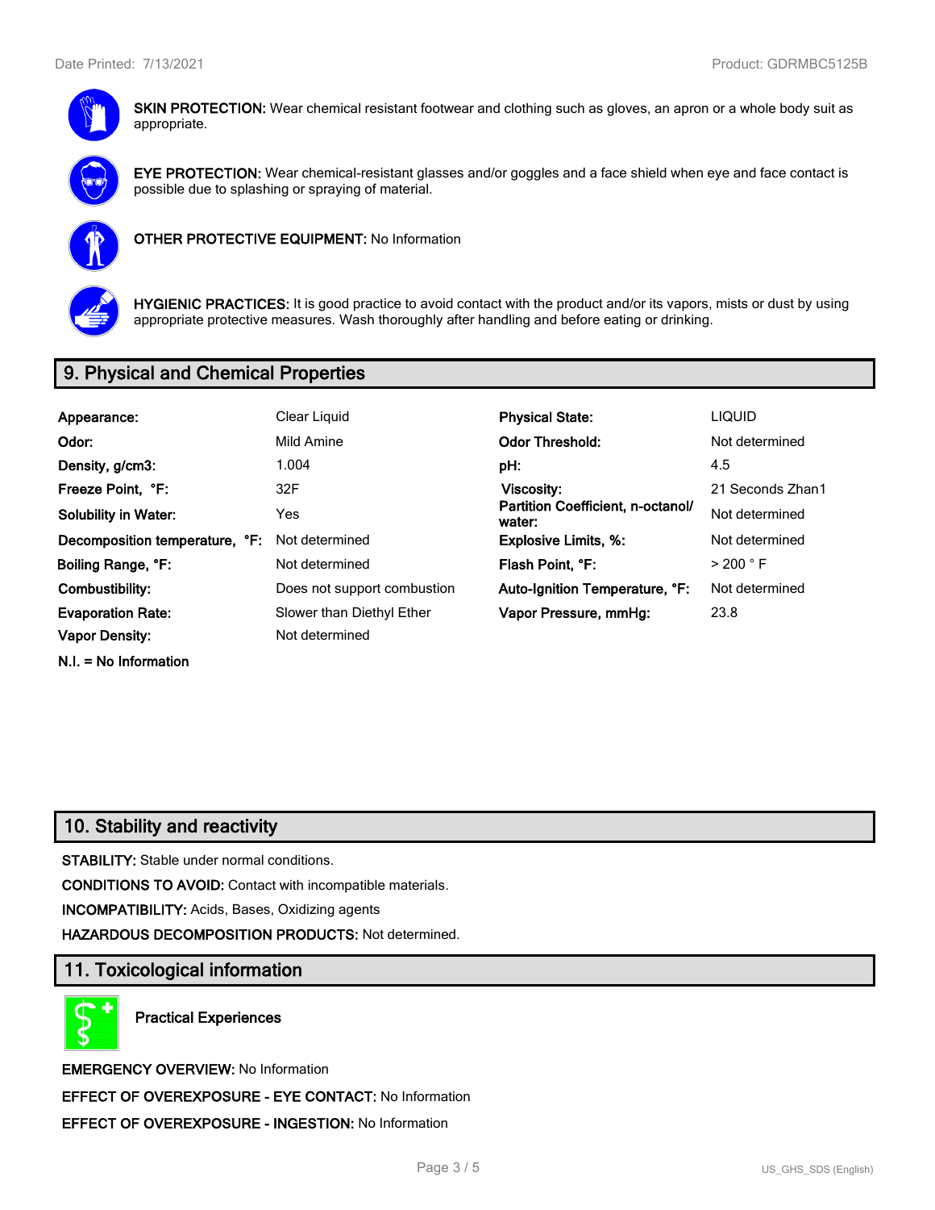**SKIN PROTECTION:** Wear chemical resistant footwear and clothing such as gloves, an apron or a whole body suit as appropriate.

**EYE PROTECTION:** Wear chemical-resistant glasses and/or goggles and a face shield when eye and face contact is possible due to splashing or spraying of material.

**OTHER PROTECTIVE EQUIPMENT:** No Information

**HYGIENIC PRACTICES:** It is good practice to avoid contact with the product and/or its vapors, mists or dust by using appropriate protective measures. Wash thoroughly after handling and before eating or drinking.

## 9. Physical and Chemical Properties

| | | | |
|---|---|---|---|
| **Appearance:** | Clear Liquid | **Physical State:** | LIQUID |
| **Odor:** | Mild Amine | **Odor Threshold:** | Not determined |
| **Density, g/cm3:** | 1.004 | **pH:** | 4.5 |
| **Freeze Point, °F:** | 32F | **Viscosity:** | 21 Seconds Zhan1 |
| **Solubility in Water:** | Yes | **Partition Coefficient, n-octanol/ water:** | Not determined |
| **Decomposition temperature, °F:** | Not determined | **Explosive Limits, %:** | Not determined |
| **Boiling Range, °F:** | Not determined | **Flash Point, °F:** | > 200 ° F |
| **Combustibility:** | Does not support combustion | **Auto-Ignition Temperature, °F:** | Not determined |
| **Evaporation Rate:** | Slower than Diethyl Ether | **Vapor Pressure, mmHg:** | 23.8 |
| **Vapor Density:** | Not determined | | |

**N.I. = No Information**

## 10. Stability and reactivity

**STABILITY:** Stable under normal conditions.

**CONDITIONS TO AVOID:** Contact with incompatible materials.

**INCOMPATIBILITY:** Acids, Bases, Oxidizing agents

**HAZARDOUS DECOMPOSITION PRODUCTS:** Not determined.

## 11. Toxicological information

**Practical Experiences**

**EMERGENCY OVERVIEW:** No Information

**EFFECT OF OVEREXPOSURE - EYE CONTACT:** No Information

**EFFECT OF OVEREXPOSURE - INGESTION:** No Information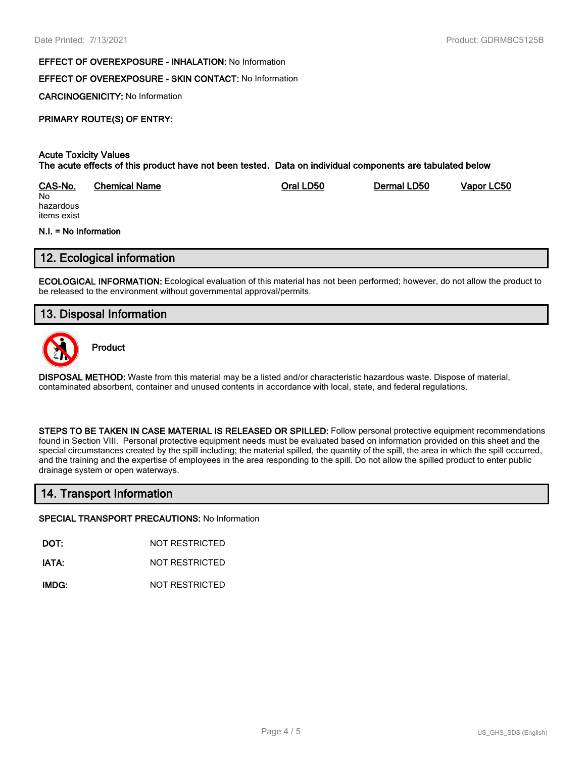**EFFECT OF OVEREXPOSURE - INHALATION:** No Information

**EFFECT OF OVEREXPOSURE - SKIN CONTACT:** No Information

**CARCINOGENICITY:** No Information

**PRIMARY ROUTE(S) OF ENTRY:**

**Acute Toxicity Values**
**The acute effects of this product have not been tested. Data on individual components are tabulated below**

| CAS-No. | Chemical Name | Oral LD50 | Dermal LD50 | Vapor LC50 |
|---|---|---|---|---|
| No hazardous items exist | | | | |

**N.I. = No Information**

## 12. Ecological information

**ECOLOGICAL INFORMATION:** Ecological evaluation of this material has not been performed; however, do not allow the product to be released to the environment without governmental approval/permits.

## 13. Disposal Information

**Product**

**DISPOSAL METHOD:** Waste from this material may be a listed and/or characteristic hazardous waste. Dispose of material, contaminated absorbent, container and unused contents in accordance with local, state, and federal regulations.

**STEPS TO BE TAKEN IN CASE MATERIAL IS RELEASED OR SPILLED:** Follow personal protective equipment recommendations found in Section VIII. Personal protective equipment needs must be evaluated based on information provided on this sheet and the special circumstances created by the spill including; the material spilled, the quantity of the spill, the area in which the spill occurred, and the training and the expertise of employees in the area responding to the spill. Do not allow the spilled product to enter public drainage system or open waterways.

## 14. Transport Information

**SPECIAL TRANSPORT PRECAUTIONS:** No Information

**DOT:** NOT RESTRICTED

**IATA:** NOT RESTRICTED

**IMDG:** NOT RESTRICTED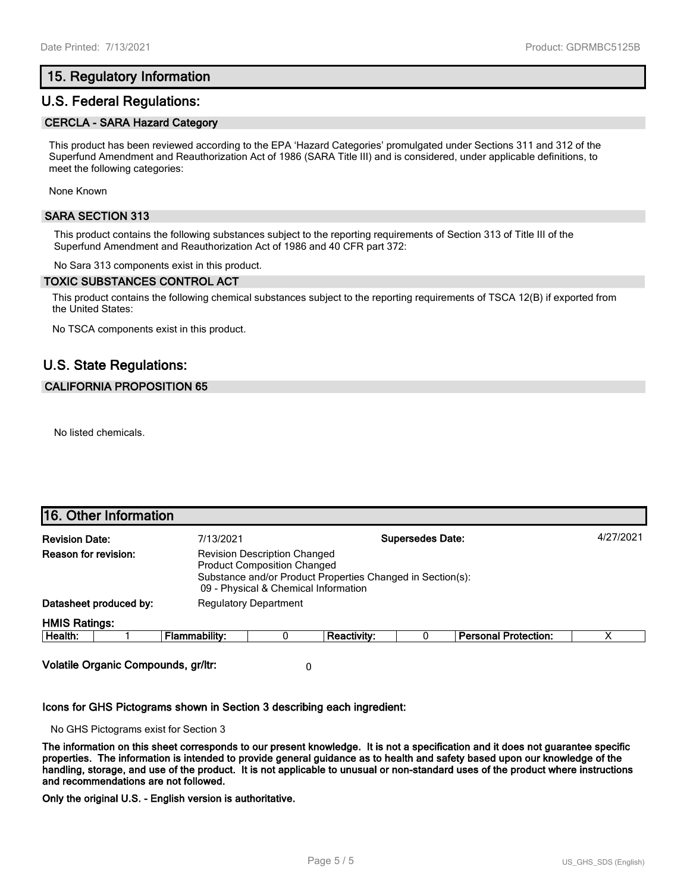## 15. Regulatory Information

## U.S. Federal Regulations:

### CERCLA - SARA Hazard Category

This product has been reviewed according to the EPA 'Hazard Categories' promulgated under Sections 311 and 312 of the Superfund Amendment and Reauthorization Act of 1986 (SARA Title III) and is considered, under applicable definitions, to meet the following categories:

None Known

### SARA SECTION 313

This product contains the following substances subject to the reporting requirements of Section 313 of Title III of the Superfund Amendment and Reauthorization Act of 1986 and 40 CFR part 372:

No Sara 313 components exist in this product.

### TOXIC SUBSTANCES CONTROL ACT

This product contains the following chemical substances subject to the reporting requirements of TSCA 12(B) if exported from the United States:

No TSCA components exist in this product.

## U.S. State Regulations:

### CALIFORNIA PROPOSITION 65

No listed chemicals.

## 16. Other Information

**Revision Date:** 7/13/2021 **Supersedes Date:** 4/27/2021

**Reason for revision:**
Revision Description Changed
Product Composition Changed
Substance and/or Product Properties Changed in Section(s):
09 - Physical & Chemical Information

**Datasheet produced by:** Regulatory Department

**HMIS Ratings:**

| | | | | | | | |
|---|---|---|---|---|---|---|---|
| **Health:** | 1 | **Flammability:** | 0 | **Reactivity:** | 0 | **Personal Protection:** | X |

**Volatile Organic Compounds, gr/ltr:** 0

**Icons for GHS Pictograms shown in Section 3 describing each ingredient:**

No GHS Pictograms exist for Section 3

**The information on this sheet corresponds to our present knowledge. It is not a specification and it does not guarantee specific properties. The information is intended to provide general guidance as to health and safety based upon our knowledge of the handling, storage, and use of the product. It is not applicable to unusual or non-standard uses of the product where instructions and recommendations are not followed.**

**Only the original U.S. - English version is authoritative.**